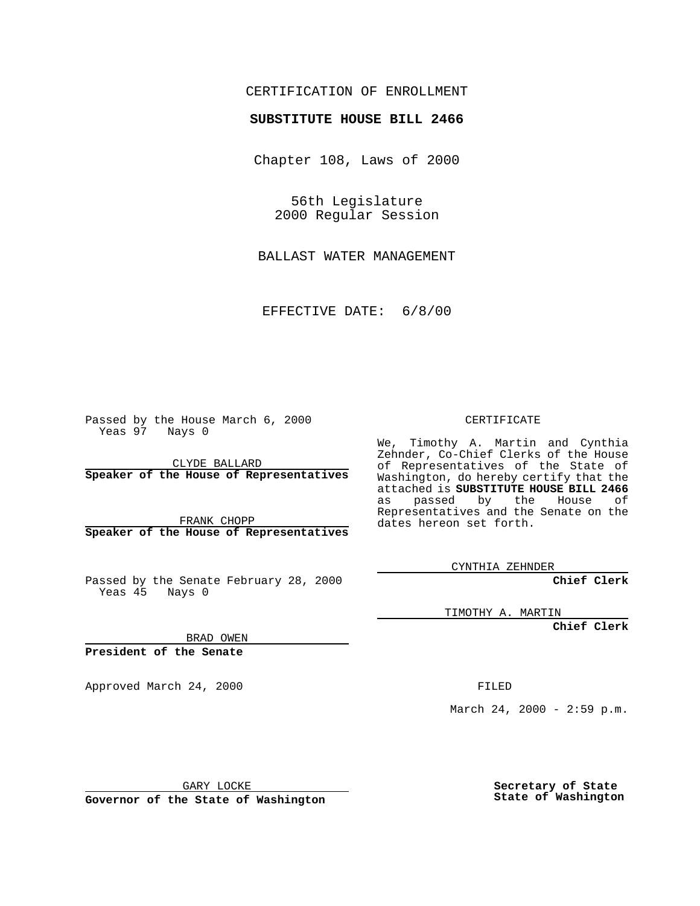CERTIFICATION OF ENROLLMENT

**SUBSTITUTE HOUSE BILL 2466**

Chapter 108, Laws of 2000

56th Legislature
2000 Regular Session

BALLAST WATER MANAGEMENT

EFFECTIVE DATE: 6/8/00

Passed by the House March 6, 2000
Yeas 97 Nays 0

CLYDE BALLARD
**Speaker of the House of Representatives**

FRANK CHOPP
**Speaker of the House of Representatives**

Passed by the Senate February 28, 2000
Yeas 45 Nays 0

BRAD OWEN
**President of the Senate**

Approved March 24, 2000

GARY LOCKE
**Governor of the State of Washington**

CERTIFICATE

We, Timothy A. Martin and Cynthia Zehnder, Co-Chief Clerks of the House of Representatives of the State of Washington, do hereby certify that the attached is **SUBSTITUTE HOUSE BILL 2466** as passed by the House of Representatives and the Senate on the dates hereon set forth.

CYNTHIA ZEHNDER
**Chief Clerk**

TIMOTHY A. MARTIN
**Chief Clerk**

FILED

March 24, 2000 - 2:59 p.m.

**Secretary of State**
**State of Washington**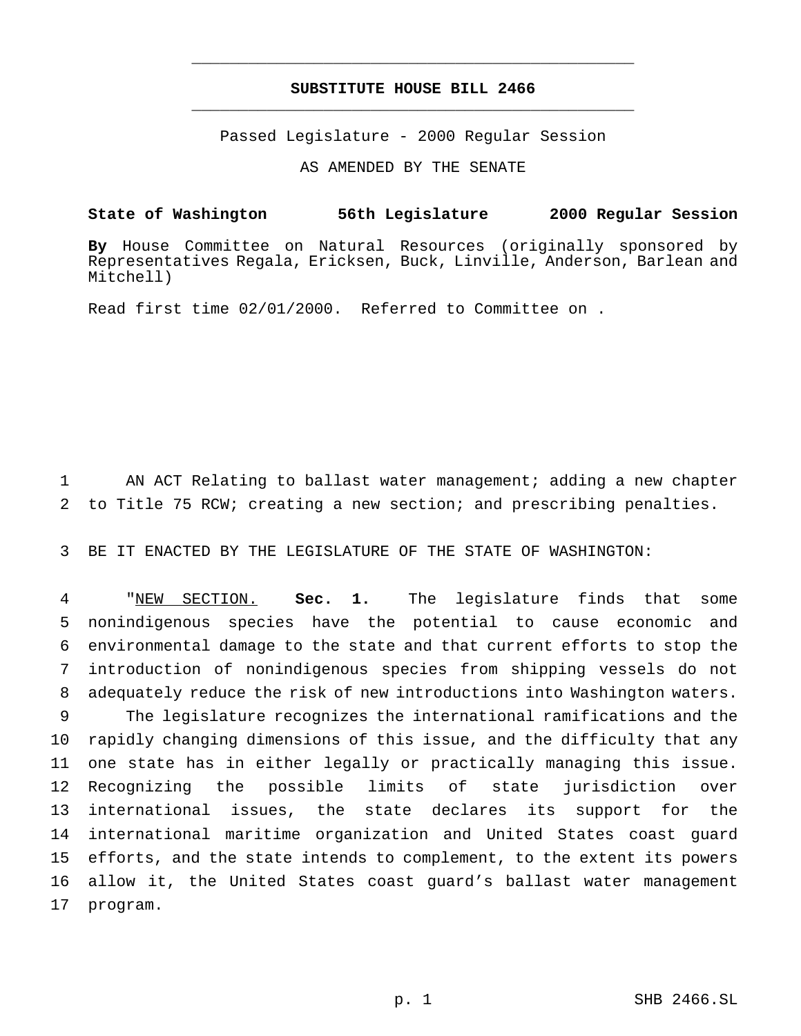# SUBSTITUTE HOUSE BILL 2466

Passed Legislature - 2000 Regular Session

AS AMENDED BY THE SENATE

**State of Washington 56th Legislature 2000 Regular Session**

**By** House Committee on Natural Resources (originally sponsored by Representatives Regala, Ericksen, Buck, Linville, Anderson, Barlean and Mitchell)

Read first time 02/01/2000. Referred to Committee on .

AN ACT Relating to ballast water management; adding a new chapter to Title 75 RCW; creating a new section; and prescribing penalties.

BE IT ENACTED BY THE LEGISLATURE OF THE STATE OF WASHINGTON:

"NEW SECTION. **Sec. 1.** The legislature finds that some nonindigenous species have the potential to cause economic and environmental damage to the state and that current efforts to stop the introduction of nonindigenous species from shipping vessels do not adequately reduce the risk of new introductions into Washington waters.

The legislature recognizes the international ramifications and the rapidly changing dimensions of this issue, and the difficulty that any one state has in either legally or practically managing this issue. Recognizing the possible limits of state jurisdiction over international issues, the state declares its support for the international maritime organization and United States coast guard efforts, and the state intends to complement, to the extent its powers allow it, the United States coast guard's ballast water management program.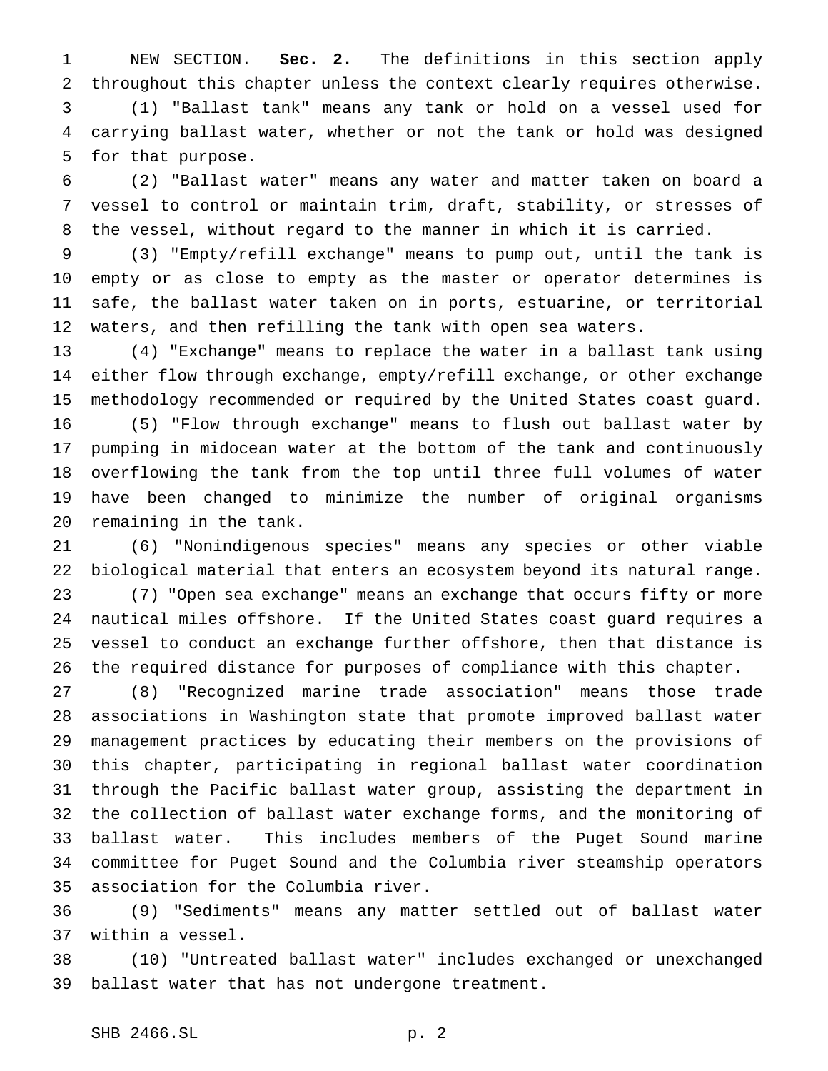NEW SECTION. **Sec. 2.** The definitions in this section apply throughout this chapter unless the context clearly requires otherwise.

(1) "Ballast tank" means any tank or hold on a vessel used for carrying ballast water, whether or not the tank or hold was designed for that purpose.

(2) "Ballast water" means any water and matter taken on board a vessel to control or maintain trim, draft, stability, or stresses of the vessel, without regard to the manner in which it is carried.

(3) "Empty/refill exchange" means to pump out, until the tank is empty or as close to empty as the master or operator determines is safe, the ballast water taken on in ports, estuarine, or territorial waters, and then refilling the tank with open sea waters.

(4) "Exchange" means to replace the water in a ballast tank using either flow through exchange, empty/refill exchange, or other exchange methodology recommended or required by the United States coast guard.

(5) "Flow through exchange" means to flush out ballast water by pumping in midocean water at the bottom of the tank and continuously overflowing the tank from the top until three full volumes of water have been changed to minimize the number of original organisms remaining in the tank.

(6) "Nonindigenous species" means any species or other viable biological material that enters an ecosystem beyond its natural range.

(7) "Open sea exchange" means an exchange that occurs fifty or more nautical miles offshore. If the United States coast guard requires a vessel to conduct an exchange further offshore, then that distance is the required distance for purposes of compliance with this chapter.

(8) "Recognized marine trade association" means those trade associations in Washington state that promote improved ballast water management practices by educating their members on the provisions of this chapter, participating in regional ballast water coordination through the Pacific ballast water group, assisting the department in the collection of ballast water exchange forms, and the monitoring of ballast water. This includes members of the Puget Sound marine committee for Puget Sound and the Columbia river steamship operators association for the Columbia river.

(9) "Sediments" means any matter settled out of ballast water within a vessel.

(10) "Untreated ballast water" includes exchanged or unexchanged ballast water that has not undergone treatment.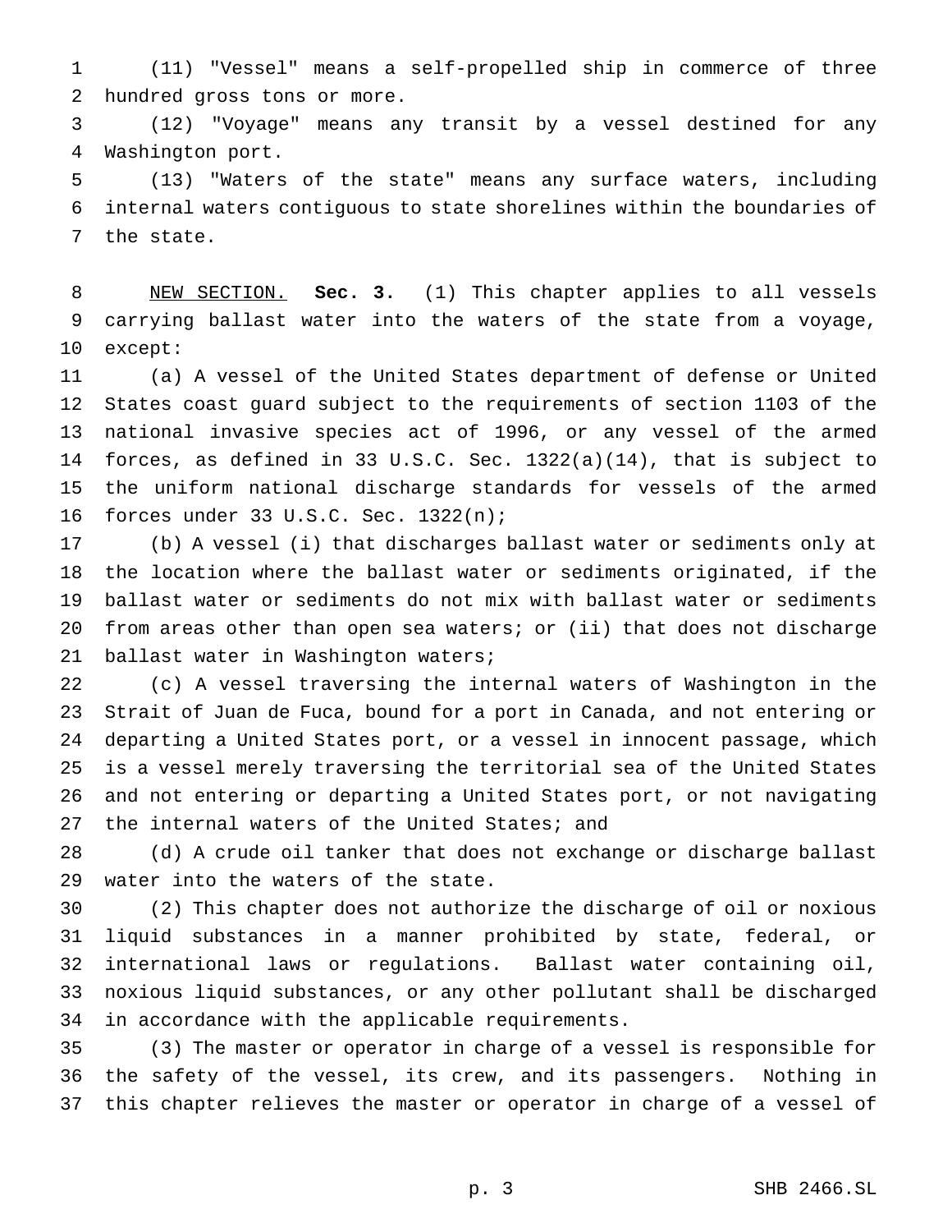(11) "Vessel" means a self-propelled ship in commerce of three hundred gross tons or more.

(12) "Voyage" means any transit by a vessel destined for any Washington port.

(13) "Waters of the state" means any surface waters, including internal waters contiguous to state shorelines within the boundaries of the state.

NEW SECTION. **Sec. 3.** (1) This chapter applies to all vessels carrying ballast water into the waters of the state from a voyage, except:

(a) A vessel of the United States department of defense or United States coast guard subject to the requirements of section 1103 of the national invasive species act of 1996, or any vessel of the armed forces, as defined in 33 U.S.C. Sec. 1322(a)(14), that is subject to the uniform national discharge standards for vessels of the armed forces under 33 U.S.C. Sec. 1322(n);

(b) A vessel (i) that discharges ballast water or sediments only at the location where the ballast water or sediments originated, if the ballast water or sediments do not mix with ballast water or sediments from areas other than open sea waters; or (ii) that does not discharge ballast water in Washington waters;

(c) A vessel traversing the internal waters of Washington in the Strait of Juan de Fuca, bound for a port in Canada, and not entering or departing a United States port, or a vessel in innocent passage, which is a vessel merely traversing the territorial sea of the United States and not entering or departing a United States port, or not navigating the internal waters of the United States; and

(d) A crude oil tanker that does not exchange or discharge ballast water into the waters of the state.

(2) This chapter does not authorize the discharge of oil or noxious liquid substances in a manner prohibited by state, federal, or international laws or regulations. Ballast water containing oil, noxious liquid substances, or any other pollutant shall be discharged in accordance with the applicable requirements.

(3) The master or operator in charge of a vessel is responsible for the safety of the vessel, its crew, and its passengers. Nothing in this chapter relieves the master or operator in charge of a vessel of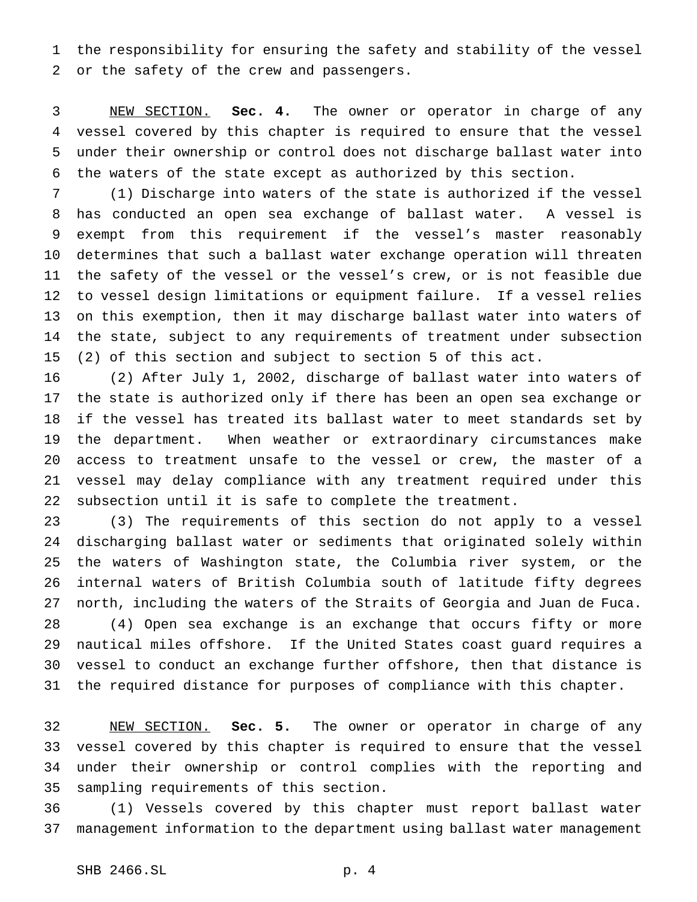the responsibility for ensuring the safety and stability of the vessel or the safety of the crew and passengers.

NEW SECTION. **Sec. 4.** The owner or operator in charge of any vessel covered by this chapter is required to ensure that the vessel under their ownership or control does not discharge ballast water into the waters of the state except as authorized by this section.

(1) Discharge into waters of the state is authorized if the vessel has conducted an open sea exchange of ballast water. A vessel is exempt from this requirement if the vessel's master reasonably determines that such a ballast water exchange operation will threaten the safety of the vessel or the vessel's crew, or is not feasible due to vessel design limitations or equipment failure. If a vessel relies on this exemption, then it may discharge ballast water into waters of the state, subject to any requirements of treatment under subsection (2) of this section and subject to section 5 of this act.

(2) After July 1, 2002, discharge of ballast water into waters of the state is authorized only if there has been an open sea exchange or if the vessel has treated its ballast water to meet standards set by the department. When weather or extraordinary circumstances make access to treatment unsafe to the vessel or crew, the master of a vessel may delay compliance with any treatment required under this subsection until it is safe to complete the treatment.

(3) The requirements of this section do not apply to a vessel discharging ballast water or sediments that originated solely within the waters of Washington state, the Columbia river system, or the internal waters of British Columbia south of latitude fifty degrees north, including the waters of the Straits of Georgia and Juan de Fuca.

(4) Open sea exchange is an exchange that occurs fifty or more nautical miles offshore. If the United States coast guard requires a vessel to conduct an exchange further offshore, then that distance is the required distance for purposes of compliance with this chapter.

NEW SECTION. **Sec. 5.** The owner or operator in charge of any vessel covered by this chapter is required to ensure that the vessel under their ownership or control complies with the reporting and sampling requirements of this section.

(1) Vessels covered by this chapter must report ballast water management information to the department using ballast water management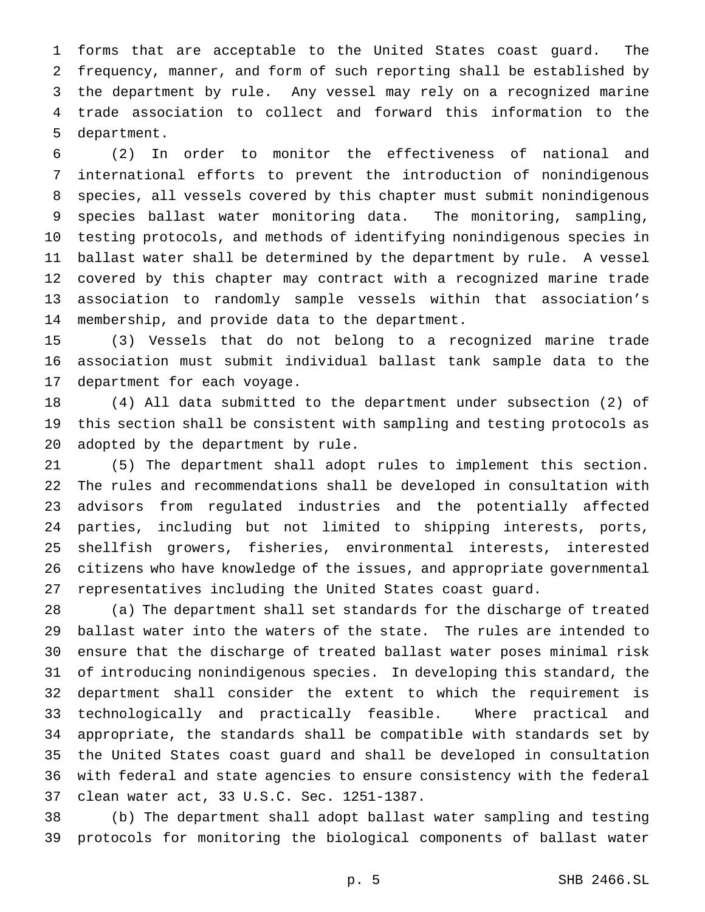forms that are acceptable to the United States coast guard. The frequency, manner, and form of such reporting shall be established by the department by rule. Any vessel may rely on a recognized marine trade association to collect and forward this information to the department.

(2) In order to monitor the effectiveness of national and international efforts to prevent the introduction of nonindigenous species, all vessels covered by this chapter must submit nonindigenous species ballast water monitoring data. The monitoring, sampling, testing protocols, and methods of identifying nonindigenous species in ballast water shall be determined by the department by rule. A vessel covered by this chapter may contract with a recognized marine trade association to randomly sample vessels within that association's membership, and provide data to the department.

(3) Vessels that do not belong to a recognized marine trade association must submit individual ballast tank sample data to the department for each voyage.

(4) All data submitted to the department under subsection (2) of this section shall be consistent with sampling and testing protocols as adopted by the department by rule.

(5) The department shall adopt rules to implement this section. The rules and recommendations shall be developed in consultation with advisors from regulated industries and the potentially affected parties, including but not limited to shipping interests, ports, shellfish growers, fisheries, environmental interests, interested citizens who have knowledge of the issues, and appropriate governmental representatives including the United States coast guard.

(a) The department shall set standards for the discharge of treated ballast water into the waters of the state. The rules are intended to ensure that the discharge of treated ballast water poses minimal risk of introducing nonindigenous species. In developing this standard, the department shall consider the extent to which the requirement is technologically and practically feasible. Where practical and appropriate, the standards shall be compatible with standards set by the United States coast guard and shall be developed in consultation with federal and state agencies to ensure consistency with the federal clean water act, 33 U.S.C. Sec. 1251-1387.

(b) The department shall adopt ballast water sampling and testing protocols for monitoring the biological components of ballast water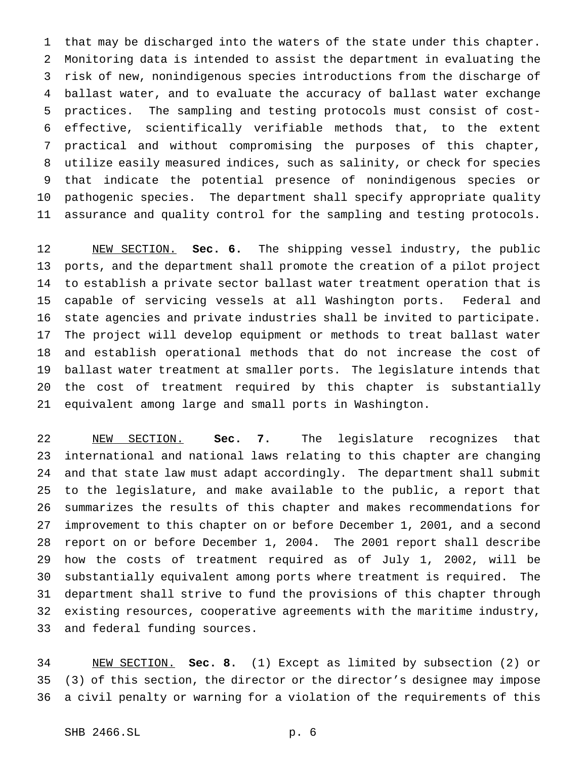that may be discharged into the waters of the state under this chapter. Monitoring data is intended to assist the department in evaluating the risk of new, nonindigenous species introductions from the discharge of ballast water, and to evaluate the accuracy of ballast water exchange practices. The sampling and testing protocols must consist of cost-effective, scientifically verifiable methods that, to the extent practical and without compromising the purposes of this chapter, utilize easily measured indices, such as salinity, or check for species that indicate the potential presence of nonindigenous species or pathogenic species. The department shall specify appropriate quality assurance and quality control for the sampling and testing protocols.

NEW SECTION. **Sec. 6.** The shipping vessel industry, the public ports, and the department shall promote the creation of a pilot project to establish a private sector ballast water treatment operation that is capable of servicing vessels at all Washington ports. Federal and state agencies and private industries shall be invited to participate. The project will develop equipment or methods to treat ballast water and establish operational methods that do not increase the cost of ballast water treatment at smaller ports. The legislature intends that the cost of treatment required by this chapter is substantially equivalent among large and small ports in Washington.

NEW SECTION. **Sec. 7.** The legislature recognizes that international and national laws relating to this chapter are changing and that state law must adapt accordingly. The department shall submit to the legislature, and make available to the public, a report that summarizes the results of this chapter and makes recommendations for improvement to this chapter on or before December 1, 2001, and a second report on or before December 1, 2004. The 2001 report shall describe how the costs of treatment required as of July 1, 2002, will be substantially equivalent among ports where treatment is required. The department shall strive to fund the provisions of this chapter through existing resources, cooperative agreements with the maritime industry, and federal funding sources.

NEW SECTION. **Sec. 8.** (1) Except as limited by subsection (2) or (3) of this section, the director or the director's designee may impose a civil penalty or warning for a violation of the requirements of this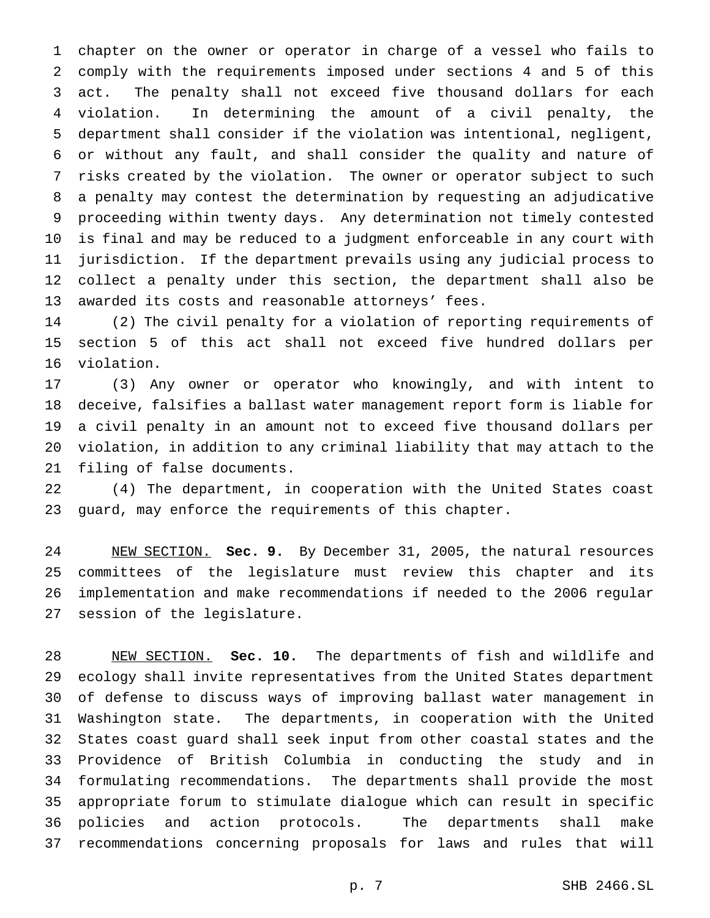chapter on the owner or operator in charge of a vessel who fails to comply with the requirements imposed under sections 4 and 5 of this act. The penalty shall not exceed five thousand dollars for each violation. In determining the amount of a civil penalty, the department shall consider if the violation was intentional, negligent, or without any fault, and shall consider the quality and nature of risks created by the violation. The owner or operator subject to such a penalty may contest the determination by requesting an adjudicative proceeding within twenty days. Any determination not timely contested is final and may be reduced to a judgment enforceable in any court with jurisdiction. If the department prevails using any judicial process to collect a penalty under this section, the department shall also be awarded its costs and reasonable attorneys' fees.

(2) The civil penalty for a violation of reporting requirements of section 5 of this act shall not exceed five hundred dollars per violation.

(3) Any owner or operator who knowingly, and with intent to deceive, falsifies a ballast water management report form is liable for a civil penalty in an amount not to exceed five thousand dollars per violation, in addition to any criminal liability that may attach to the filing of false documents.

(4) The department, in cooperation with the United States coast guard, may enforce the requirements of this chapter.

NEW SECTION. **Sec. 9.** By December 31, 2005, the natural resources committees of the legislature must review this chapter and its implementation and make recommendations if needed to the 2006 regular session of the legislature.

NEW SECTION. **Sec. 10.** The departments of fish and wildlife and ecology shall invite representatives from the United States department of defense to discuss ways of improving ballast water management in Washington state. The departments, in cooperation with the United States coast guard shall seek input from other coastal states and the Providence of British Columbia in conducting the study and in formulating recommendations. The departments shall provide the most appropriate forum to stimulate dialogue which can result in specific policies and action protocols. The departments shall make recommendations concerning proposals for laws and rules that will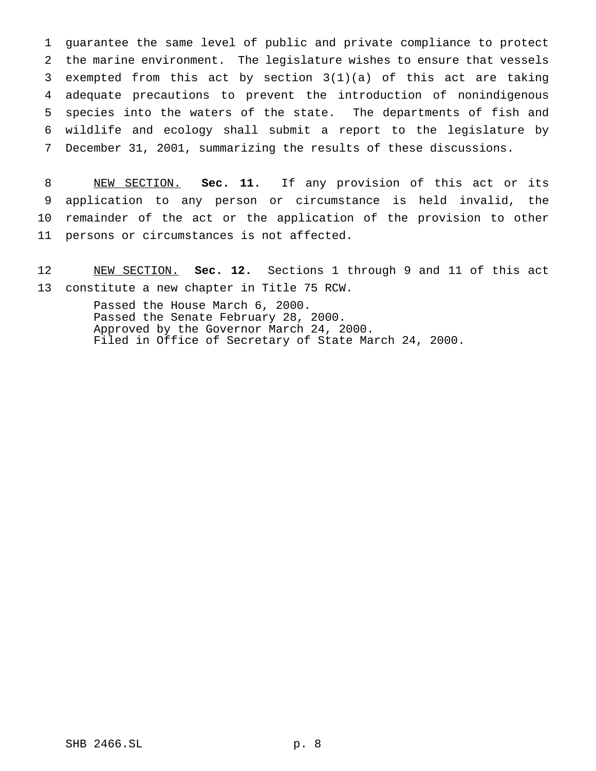guarantee the same level of public and private compliance to protect the marine environment. The legislature wishes to ensure that vessels exempted from this act by section 3(1)(a) of this act are taking adequate precautions to prevent the introduction of nonindigenous species into the waters of the state. The departments of fish and wildlife and ecology shall submit a report to the legislature by December 31, 2001, summarizing the results of these discussions.

NEW SECTION. **Sec. 11.** If any provision of this act or its application to any person or circumstance is held invalid, the remainder of the act or the application of the provision to other persons or circumstances is not affected.

NEW SECTION. **Sec. 12.** Sections 1 through 9 and 11 of this act constitute a new chapter in Title 75 RCW.

Passed the House March 6, 2000.
Passed the Senate February 28, 2000.
Approved by the Governor March 24, 2000.
Filed in Office of Secretary of State March 24, 2000.